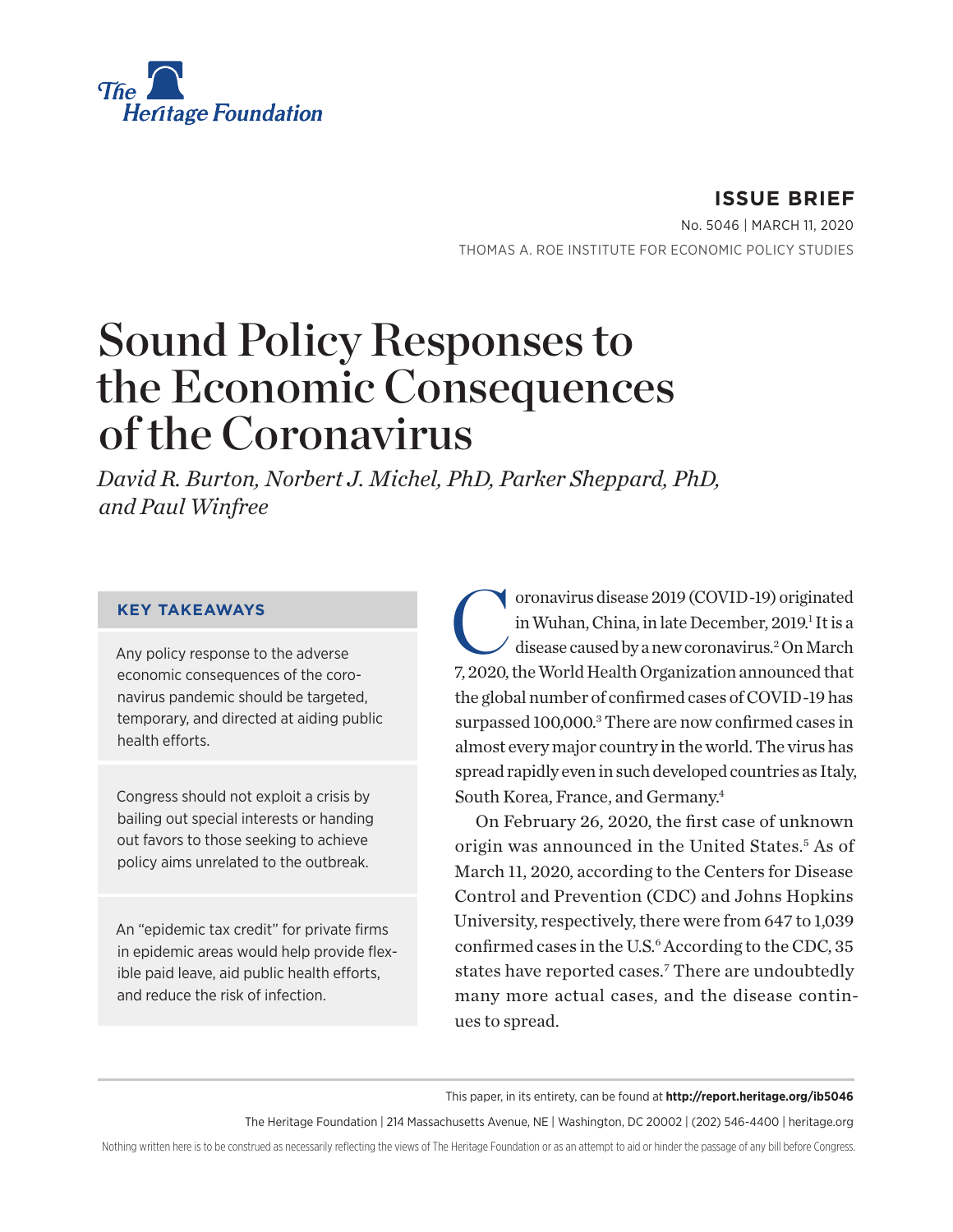The Heritage Foundation

**ISSUE BRIEF**

No. 5046 | MARCH 11, 2020

THOMAS A. ROE INSTITUTE FOR ECONOMIC POLICY STUDIES

# Sound Policy Responses to the Economic Consequences of the Coronavirus

*David R. Burton, Norbert J. Michel, PhD, Parker Sheppard, PhD, and Paul Winfree*

### KEY TAKEAWAYS

Any policy response to the adverse economic consequences of the coronavirus pandemic should be targeted, temporary, and directed at aiding public health efforts.

Congress should not exploit a crisis by bailing out special interests or handing out favors to those seeking to achieve policy aims unrelated to the outbreak.

An "epidemic tax credit" for private firms in epidemic areas would help provide flexible paid leave, aid public health efforts, and reduce the risk of infection.

Coronavirus disease 2019 (COVID-19) originated in Wuhan, China, in late December, 2019.[1] It is a disease caused by a new coronavirus.[2] On March 7, 2020, the World Health Organization announced that the global number of confirmed cases of COVID-19 has surpassed 100,000.[3] There are now confirmed cases in almost every major country in the world. The virus has spread rapidly even in such developed countries as Italy, South Korea, France, and Germany.[4]

On February 26, 2020, the first case of unknown origin was announced in the United States.[5] As of March 11, 2020, according to the Centers for Disease Control and Prevention (CDC) and Johns Hopkins University, respectively, there were from 647 to 1,039 confirmed cases in the U.S.[6] According to the CDC, 35 states have reported cases.[7] There are undoubtedly many more actual cases, and the disease continues to spread.

This paper, in its entirety, can be found at **http://report.heritage.org/ib5046**

The Heritage Foundation | 214 Massachusetts Avenue, NE | Washington, DC 20002 | (202) 546-4400 | heritage.org

Nothing written here is to be construed as necessarily reflecting the views of The Heritage Foundation or as an attempt to aid or hinder the passage of any bill before Congress.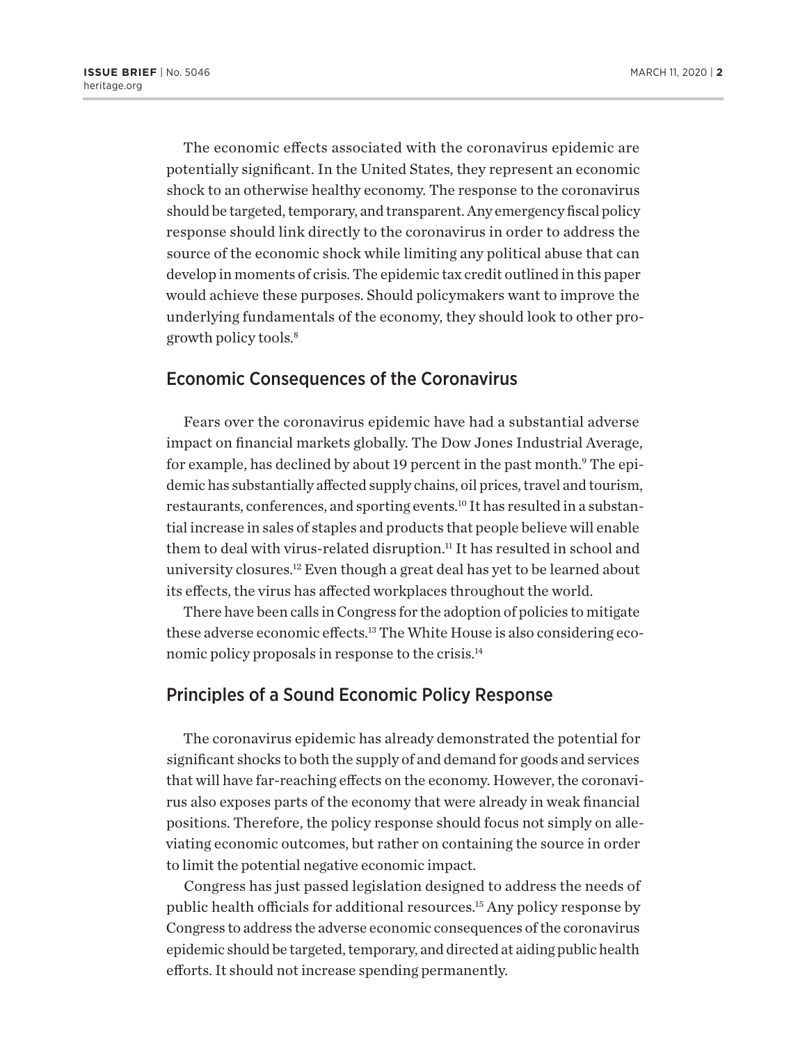The economic effects associated with the coronavirus epidemic are potentially significant. In the United States, they represent an economic shock to an otherwise healthy economy. The response to the coronavirus should be targeted, temporary, and transparent. Any emergency fiscal policy response should link directly to the coronavirus in order to address the source of the economic shock while limiting any political abuse that can develop in moments of crisis. The epidemic tax credit outlined in this paper would achieve these purposes. Should policymakers want to improve the underlying fundamentals of the economy, they should look to other pro-growth policy tools.[8]

## Economic Consequences of the Coronavirus

Fears over the coronavirus epidemic have had a substantial adverse impact on financial markets globally. The Dow Jones Industrial Average, for example, has declined by about 19 percent in the past month.[9] The epidemic has substantially affected supply chains, oil prices, travel and tourism, restaurants, conferences, and sporting events.[10] It has resulted in a substantial increase in sales of staples and products that people believe will enable them to deal with virus-related disruption.[11] It has resulted in school and university closures.[12] Even though a great deal has yet to be learned about its effects, the virus has affected workplaces throughout the world.

There have been calls in Congress for the adoption of policies to mitigate these adverse economic effects.[13] The White House is also considering economic policy proposals in response to the crisis.[14]

## Principles of a Sound Economic Policy Response

The coronavirus epidemic has already demonstrated the potential for significant shocks to both the supply of and demand for goods and services that will have far-reaching effects on the economy. However, the coronavirus also exposes parts of the economy that were already in weak financial positions. Therefore, the policy response should focus not simply on alleviating economic outcomes, but rather on containing the source in order to limit the potential negative economic impact.

Congress has just passed legislation designed to address the needs of public health officials for additional resources.[15] Any policy response by Congress to address the adverse economic consequences of the coronavirus epidemic should be targeted, temporary, and directed at aiding public health efforts. It should not increase spending permanently.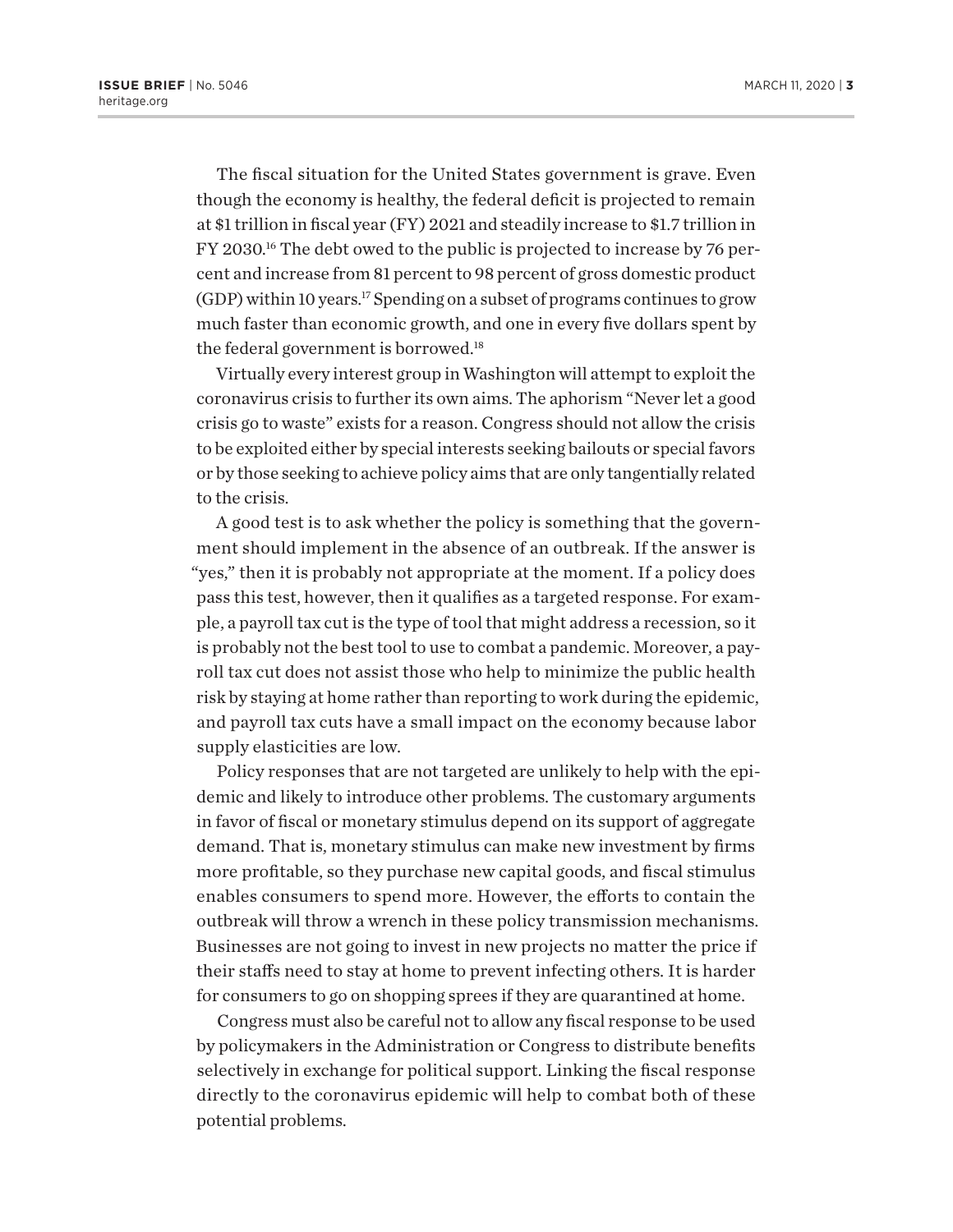The fiscal situation for the United States government is grave. Even though the economy is healthy, the federal deficit is projected to remain at $1 trillion in fiscal year (FY) 2021 and steadily increase to $1.7 trillion in FY 2030.[16] The debt owed to the public is projected to increase by 76 percent and increase from 81 percent to 98 percent of gross domestic product (GDP) within 10 years.[17] Spending on a subset of programs continues to grow much faster than economic growth, and one in every five dollars spent by the federal government is borrowed.[18]

Virtually every interest group in Washington will attempt to exploit the coronavirus crisis to further its own aims. The aphorism "Never let a good crisis go to waste" exists for a reason. Congress should not allow the crisis to be exploited either by special interests seeking bailouts or special favors or by those seeking to achieve policy aims that are only tangentially related to the crisis.

A good test is to ask whether the policy is something that the government should implement in the absence of an outbreak. If the answer is "yes," then it is probably not appropriate at the moment. If a policy does pass this test, however, then it qualifies as a targeted response. For example, a payroll tax cut is the type of tool that might address a recession, so it is probably not the best tool to use to combat a pandemic. Moreover, a payroll tax cut does not assist those who help to minimize the public health risk by staying at home rather than reporting to work during the epidemic, and payroll tax cuts have a small impact on the economy because labor supply elasticities are low.

Policy responses that are not targeted are unlikely to help with the epidemic and likely to introduce other problems. The customary arguments in favor of fiscal or monetary stimulus depend on its support of aggregate demand. That is, monetary stimulus can make new investment by firms more profitable, so they purchase new capital goods, and fiscal stimulus enables consumers to spend more. However, the efforts to contain the outbreak will throw a wrench in these policy transmission mechanisms. Businesses are not going to invest in new projects no matter the price if their staffs need to stay at home to prevent infecting others. It is harder for consumers to go on shopping sprees if they are quarantined at home.

Congress must also be careful not to allow any fiscal response to be used by policymakers in the Administration or Congress to distribute benefits selectively in exchange for political support. Linking the fiscal response directly to the coronavirus epidemic will help to combat both of these potential problems.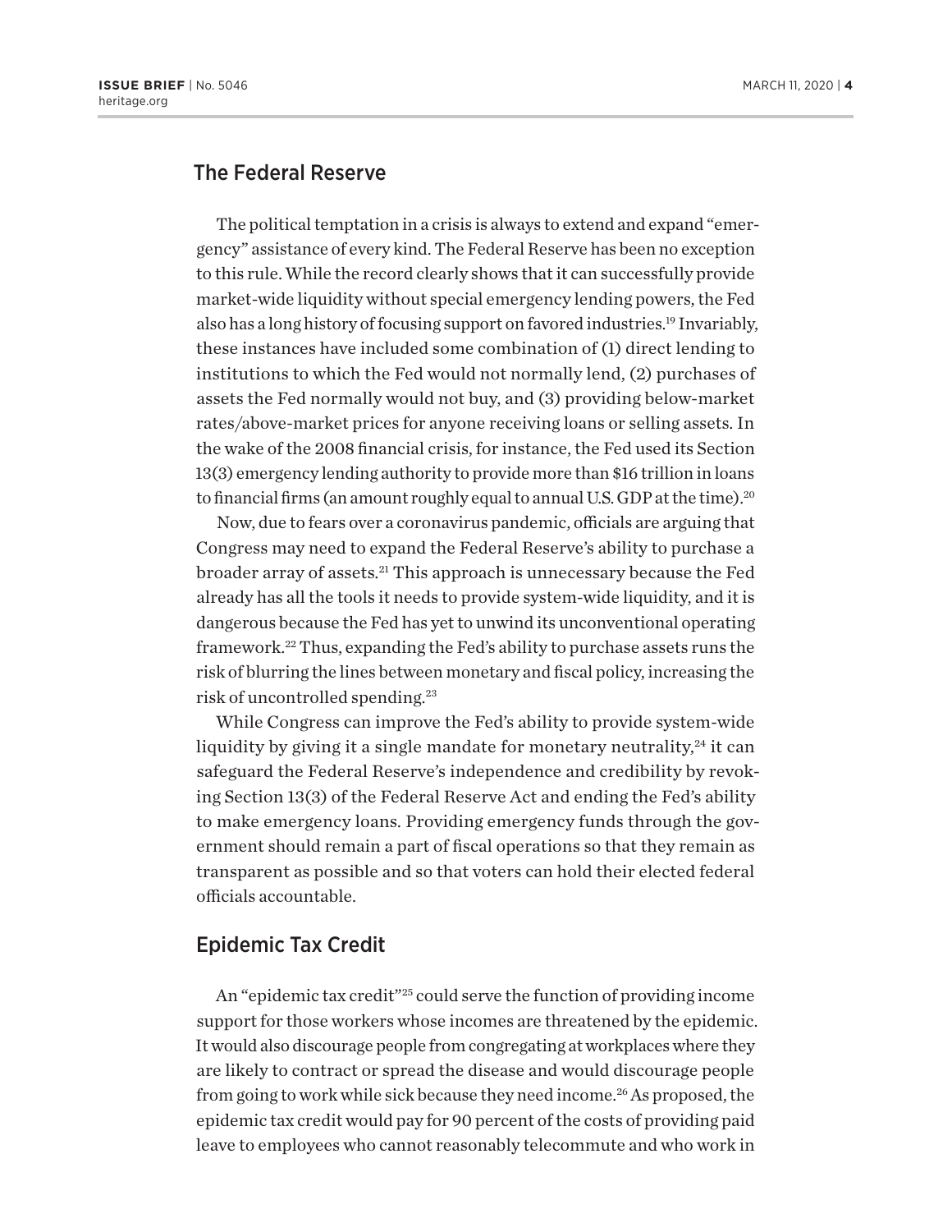## The Federal Reserve

The political temptation in a crisis is always to extend and expand "emergency" assistance of every kind. The Federal Reserve has been no exception to this rule. While the record clearly shows that it can successfully provide market-wide liquidity without special emergency lending powers, the Fed also has a long history of focusing support on favored industries.[19] Invariably, these instances have included some combination of (1) direct lending to institutions to which the Fed would not normally lend, (2) purchases of assets the Fed normally would not buy, and (3) providing below-market rates/above-market prices for anyone receiving loans or selling assets. In the wake of the 2008 financial crisis, for instance, the Fed used its Section 13(3) emergency lending authority to provide more than $16 trillion in loans to financial firms (an amount roughly equal to annual U.S. GDP at the time).[20]

Now, due to fears over a coronavirus pandemic, officials are arguing that Congress may need to expand the Federal Reserve's ability to purchase a broader array of assets.[21] This approach is unnecessary because the Fed already has all the tools it needs to provide system-wide liquidity, and it is dangerous because the Fed has yet to unwind its unconventional operating framework.[22] Thus, expanding the Fed's ability to purchase assets runs the risk of blurring the lines between monetary and fiscal policy, increasing the risk of uncontrolled spending.[23]

While Congress can improve the Fed's ability to provide system-wide liquidity by giving it a single mandate for monetary neutrality,[24] it can safeguard the Federal Reserve's independence and credibility by revoking Section 13(3) of the Federal Reserve Act and ending the Fed's ability to make emergency loans. Providing emergency funds through the government should remain a part of fiscal operations so that they remain as transparent as possible and so that voters can hold their elected federal officials accountable.

## Epidemic Tax Credit

An "epidemic tax credit"[25] could serve the function of providing income support for those workers whose incomes are threatened by the epidemic. It would also discourage people from congregating at workplaces where they are likely to contract or spread the disease and would discourage people from going to work while sick because they need income.[26] As proposed, the epidemic tax credit would pay for 90 percent of the costs of providing paid leave to employees who cannot reasonably telecommute and who work in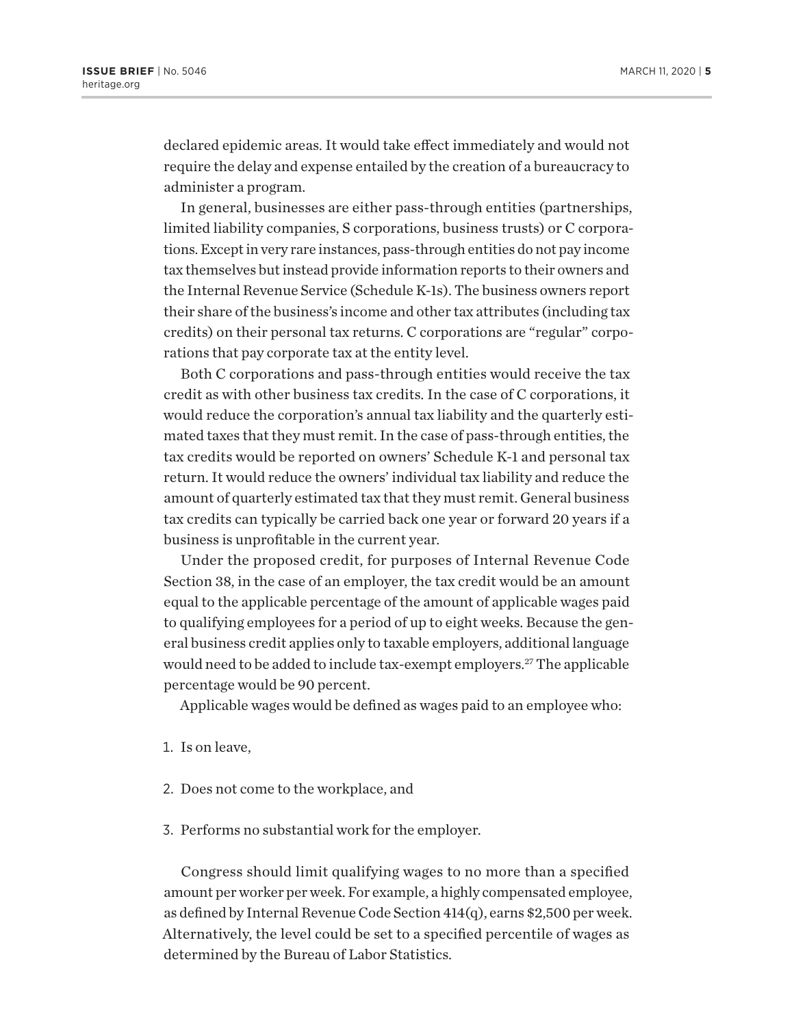declared epidemic areas. It would take effect immediately and would not require the delay and expense entailed by the creation of a bureaucracy to administer a program.

In general, businesses are either pass-through entities (partnerships, limited liability companies, S corporations, business trusts) or C corporations. Except in very rare instances, pass-through entities do not pay income tax themselves but instead provide information reports to their owners and the Internal Revenue Service (Schedule K-1s). The business owners report their share of the business's income and other tax attributes (including tax credits) on their personal tax returns. C corporations are "regular" corporations that pay corporate tax at the entity level.

Both C corporations and pass-through entities would receive the tax credit as with other business tax credits. In the case of C corporations, it would reduce the corporation's annual tax liability and the quarterly estimated taxes that they must remit. In the case of pass-through entities, the tax credits would be reported on owners' Schedule K-1 and personal tax return. It would reduce the owners' individual tax liability and reduce the amount of quarterly estimated tax that they must remit. General business tax credits can typically be carried back one year or forward 20 years if a business is unprofitable in the current year.

Under the proposed credit, for purposes of Internal Revenue Code Section 38, in the case of an employer, the tax credit would be an amount equal to the applicable percentage of the amount of applicable wages paid to qualifying employees for a period of up to eight weeks. Because the general business credit applies only to taxable employers, additional language would need to be added to include tax-exempt employers.[27] The applicable percentage would be 90 percent.

Applicable wages would be defined as wages paid to an employee who:

1. Is on leave,
2. Does not come to the workplace, and
3. Performs no substantial work for the employer.

Congress should limit qualifying wages to no more than a specified amount per worker per week. For example, a highly compensated employee, as defined by Internal Revenue Code Section 414(q), earns $2,500 per week. Alternatively, the level could be set to a specified percentile of wages as determined by the Bureau of Labor Statistics.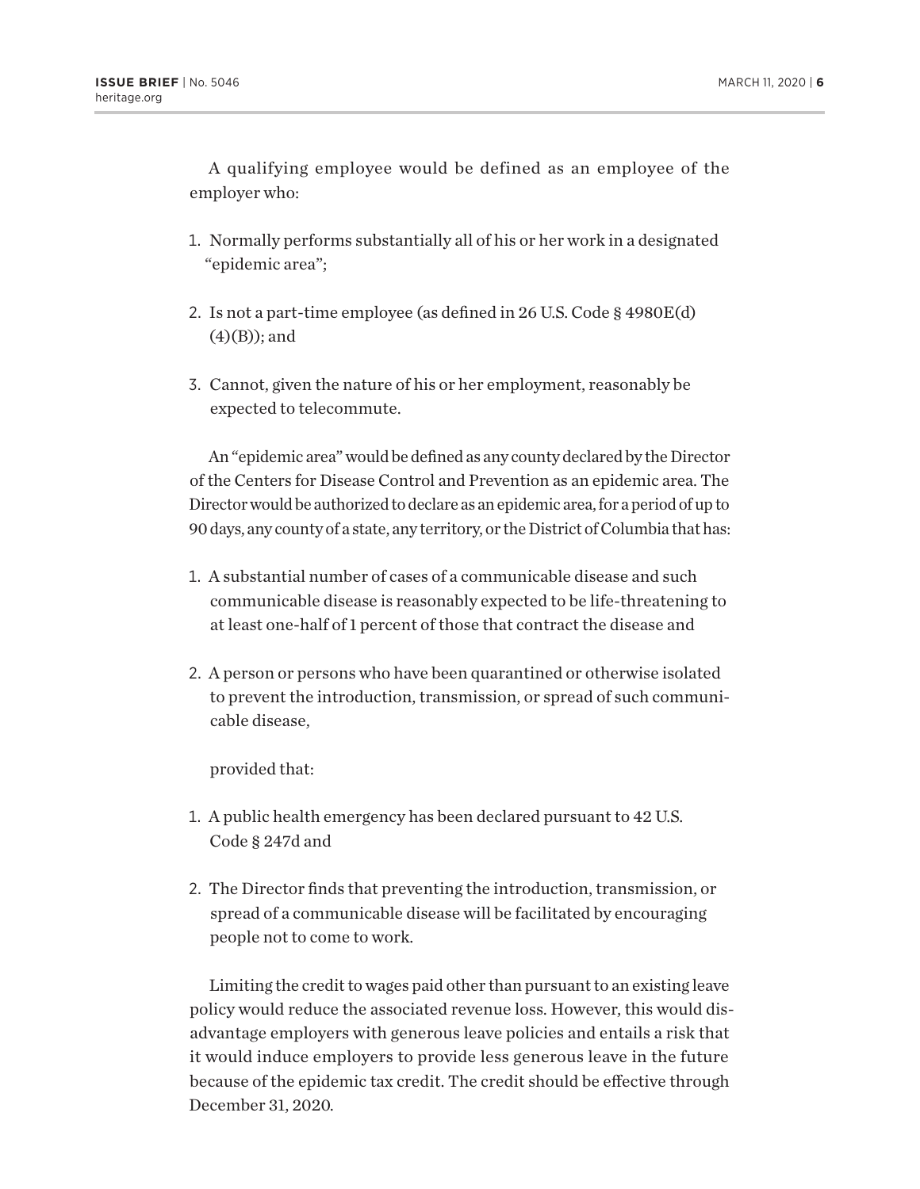A qualifying employee would be defined as an employee of the employer who:

1. Normally performs substantially all of his or her work in a designated "epidemic area";
2. Is not a part-time employee (as defined in 26 U.S. Code § 4980E(d)(4)(B)); and
3. Cannot, given the nature of his or her employment, reasonably be expected to telecommute.

An "epidemic area" would be defined as any county declared by the Director of the Centers for Disease Control and Prevention as an epidemic area. The Director would be authorized to declare as an epidemic area, for a period of up to 90 days, any county of a state, any territory, or the District of Columbia that has:

1. A substantial number of cases of a communicable disease and such communicable disease is reasonably expected to be life-threatening to at least one-half of 1 percent of those that contract the disease and
2. A person or persons who have been quarantined or otherwise isolated to prevent the introduction, transmission, or spread of such communicable disease,

   provided that:

1. A public health emergency has been declared pursuant to 42 U.S. Code § 247d and
2. The Director finds that preventing the introduction, transmission, or spread of a communicable disease will be facilitated by encouraging people not to come to work.

Limiting the credit to wages paid other than pursuant to an existing leave policy would reduce the associated revenue loss. However, this would disadvantage employers with generous leave policies and entails a risk that it would induce employers to provide less generous leave in the future because of the epidemic tax credit. The credit should be effective through December 31, 2020.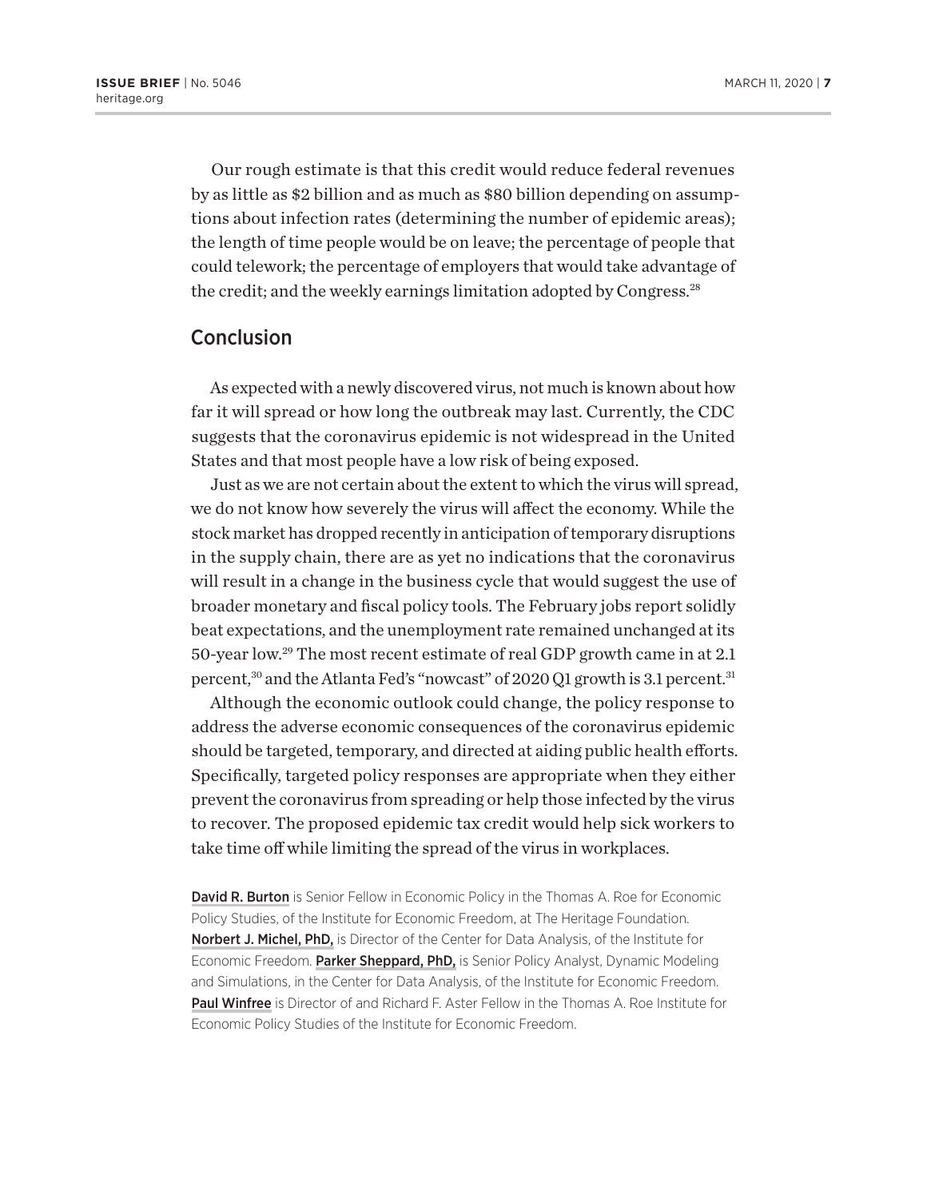Our rough estimate is that this credit would reduce federal revenues by as little as $2 billion and as much as $80 billion depending on assumptions about infection rates (determining the number of epidemic areas); the length of time people would be on leave; the percentage of people that could telework; the percentage of employers that would take advantage of the credit; and the weekly earnings limitation adopted by Congress.[28]

## Conclusion

As expected with a newly discovered virus, not much is known about how far it will spread or how long the outbreak may last. Currently, the CDC suggests that the coronavirus epidemic is not widespread in the United States and that most people have a low risk of being exposed.

Just as we are not certain about the extent to which the virus will spread, we do not know how severely the virus will affect the economy. While the stock market has dropped recently in anticipation of temporary disruptions in the supply chain, there are as yet no indications that the coronavirus will result in a change in the business cycle that would suggest the use of broader monetary and fiscal policy tools. The February jobs report solidly beat expectations, and the unemployment rate remained unchanged at its 50-year low.[29] The most recent estimate of real GDP growth came in at 2.1 percent,[30] and the Atlanta Fed's "nowcast" of 2020 Q1 growth is 3.1 percent.[31]

Although the economic outlook could change, the policy response to address the adverse economic consequences of the coronavirus epidemic should be targeted, temporary, and directed at aiding public health efforts. Specifically, targeted policy responses are appropriate when they either prevent the coronavirus from spreading or help those infected by the virus to recover. The proposed epidemic tax credit would help sick workers to take time off while limiting the spread of the virus in workplaces.

**David R. Burton** is Senior Fellow in Economic Policy in the Thomas A. Roe for Economic Policy Studies, of the Institute for Economic Freedom, at The Heritage Foundation. **Norbert J. Michel, PhD,** is Director of the Center for Data Analysis, of the Institute for Economic Freedom. **Parker Sheppard, PhD,** is Senior Policy Analyst, Dynamic Modeling and Simulations, in the Center for Data Analysis, of the Institute for Economic Freedom. **Paul Winfree** is Director of and Richard F. Aster Fellow in the Thomas A. Roe Institute for Economic Policy Studies of the Institute for Economic Freedom.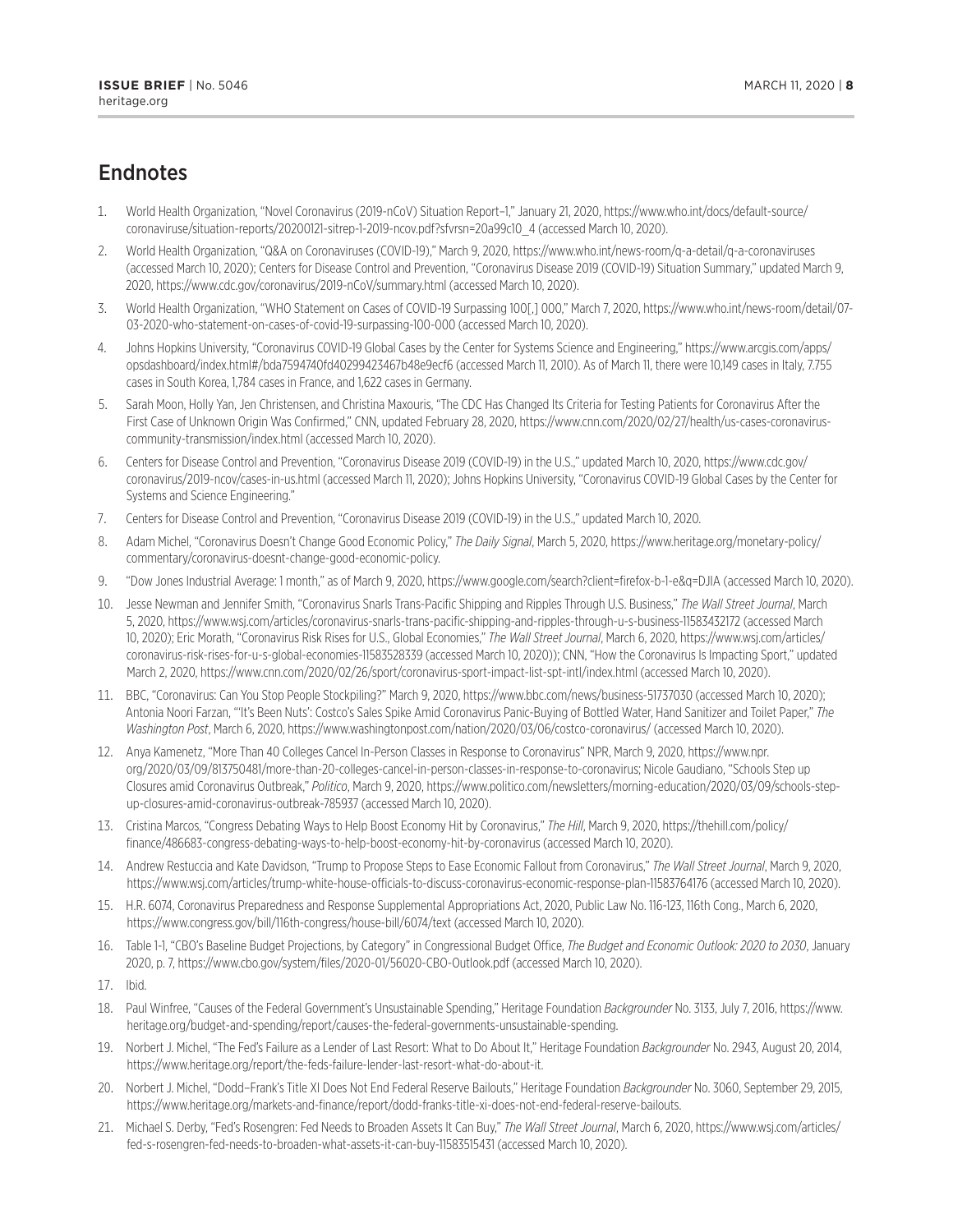## Endnotes

1. World Health Organization, "Novel Coronavirus (2019-nCoV) Situation Report–1," January 21, 2020, https://www.who.int/docs/default-source/coronaviruse/situation-reports/20200121-sitrep-1-2019-ncov.pdf?sfvrsn=20a99c10_4 (accessed March 10, 2020).
2. World Health Organization, "Q&A on Coronaviruses (COVID-19)," March 9, 2020, https://www.who.int/news-room/q-a-detail/q-a-coronaviruses (accessed March 10, 2020); Centers for Disease Control and Prevention, "Coronavirus Disease 2019 (COVID-19) Situation Summary," updated March 9, 2020, https://www.cdc.gov/coronavirus/2019-nCoV/summary.html (accessed March 10, 2020).
3. World Health Organization, "WHO Statement on Cases of COVID-19 Surpassing 100[,] 000," March 7, 2020, https://www.who.int/news-room/detail/07-03-2020-who-statement-on-cases-of-covid-19-surpassing-100-000 (accessed March 10, 2020).
4. Johns Hopkins University, "Coronavirus COVID-19 Global Cases by the Center for Systems Science and Engineering," https://www.arcgis.com/apps/opsdashboard/index.html#/bda7594740fd40299423467b48e9ecf6 (accessed March 11, 2010). As of March 11, there were 10,149 cases in Italy, 7.755 cases in South Korea, 1,784 cases in France, and 1,622 cases in Germany.
5. Sarah Moon, Holly Yan, Jen Christensen, and Christina Maxouris, "The CDC Has Changed Its Criteria for Testing Patients for Coronavirus After the First Case of Unknown Origin Was Confirmed," CNN, updated February 28, 2020, https://www.cnn.com/2020/02/27/health/us-cases-coronavirus-community-transmission/index.html (accessed March 10, 2020).
6. Centers for Disease Control and Prevention, "Coronavirus Disease 2019 (COVID-19) in the U.S.," updated March 10, 2020, https://www.cdc.gov/coronavirus/2019-ncov/cases-in-us.html (accessed March 11, 2020); Johns Hopkins University, "Coronavirus COVID-19 Global Cases by the Center for Systems and Science Engineering."
7. Centers for Disease Control and Prevention, "Coronavirus Disease 2019 (COVID-19) in the U.S.," updated March 10, 2020.
8. Adam Michel, "Coronavirus Doesn't Change Good Economic Policy," *The Daily Signal*, March 5, 2020, https://www.heritage.org/monetary-policy/commentary/coronavirus-doesnt-change-good-economic-policy.
9. "Dow Jones Industrial Average: 1 month," as of March 9, 2020, https://www.google.com/search?client=firefox-b-1-e&q=DJIA (accessed March 10, 2020).
10. Jesse Newman and Jennifer Smith, "Coronavirus Snarls Trans-Pacific Shipping and Ripples Through U.S. Business," *The Wall Street Journal*, March 5, 2020, https://www.wsj.com/articles/coronavirus-snarls-trans-pacific-shipping-and-ripples-through-u-s-business-11583432172 (accessed March 10, 2020); Eric Morath, "Coronavirus Risk Rises for U.S., Global Economies," *The Wall Street Journal*, March 6, 2020, https://www.wsj.com/articles/coronavirus-risk-rises-for-u-s-global-economies-11583528339 (accessed March 10, 2020)); CNN, "How the Coronavirus Is Impacting Sport," updated March 2, 2020, https://www.cnn.com/2020/02/26/sport/coronavirus-sport-impact-list-spt-intl/index.html (accessed March 10, 2020).
11. BBC, "Coronavirus: Can You Stop People Stockpiling?" March 9, 2020, https://www.bbc.com/news/business-51737030 (accessed March 10, 2020); Antonia Noori Farzan, "'It's Been Nuts': Costco's Sales Spike Amid Coronavirus Panic-Buying of Bottled Water, Hand Sanitizer and Toilet Paper," *The Washington Post*, March 6, 2020, https://www.washingtonpost.com/nation/2020/03/06/costco-coronavirus/ (accessed March 10, 2020).
12. Anya Kamenetz, "More Than 40 Colleges Cancel In-Person Classes in Response to Coronavirus" NPR, March 9, 2020, https://www.npr.org/2020/03/09/813750481/more-than-20-colleges-cancel-in-person-classes-in-response-to-coronavirus; Nicole Gaudiano, "Schools Step up Closures amid Coronavirus Outbreak," *Politico*, March 9, 2020, https://www.politico.com/newsletters/morning-education/2020/03/09/schools-step-up-closures-amid-coronavirus-outbreak-785937 (accessed March 10, 2020).
13. Cristina Marcos, "Congress Debating Ways to Help Boost Economy Hit by Coronavirus," *The Hill*, March 9, 2020, https://thehill.com/policy/finance/486683-congress-debating-ways-to-help-boost-economy-hit-by-coronavirus (accessed March 10, 2020).
14. Andrew Restuccia and Kate Davidson, "Trump to Propose Steps to Ease Economic Fallout from Coronavirus," *The Wall Street Journal*, March 9, 2020, https://www.wsj.com/articles/trump-white-house-officials-to-discuss-coronavirus-economic-response-plan-11583764176 (accessed March 10, 2020).
15. H.R. 6074, Coronavirus Preparedness and Response Supplemental Appropriations Act, 2020, Public Law No. 116-123, 116th Cong., March 6, 2020, https://www.congress.gov/bill/116th-congress/house-bill/6074/text (accessed March 10, 2020).
16. Table 1-1, "CBO's Baseline Budget Projections, by Category" in Congressional Budget Office, *The Budget and Economic Outlook: 2020 to 2030*, January 2020, p. 7, https://www.cbo.gov/system/files/2020-01/56020-CBO-Outlook.pdf (accessed March 10, 2020).
17. Ibid.
18. Paul Winfree, "Causes of the Federal Government's Unsustainable Spending," Heritage Foundation *Backgrounder* No. 3133, July 7, 2016, https://www.heritage.org/budget-and-spending/report/causes-the-federal-governments-unsustainable-spending.
19. Norbert J. Michel, "The Fed's Failure as a Lender of Last Resort: What to Do About It," Heritage Foundation *Backgrounder* No. 2943, August 20, 2014, https://www.heritage.org/report/the-feds-failure-lender-last-resort-what-do-about-it.
20. Norbert J. Michel, "Dodd–Frank's Title XI Does Not End Federal Reserve Bailouts," Heritage Foundation *Backgrounder* No. 3060, September 29, 2015, https://www.heritage.org/markets-and-finance/report/dodd-franks-title-xi-does-not-end-federal-reserve-bailouts.
21. Michael S. Derby, "Fed's Rosengren: Fed Needs to Broaden Assets It Can Buy," *The Wall Street Journal*, March 6, 2020, https://www.wsj.com/articles/fed-s-rosengren-fed-needs-to-broaden-what-assets-it-can-buy-11583515431 (accessed March 10, 2020).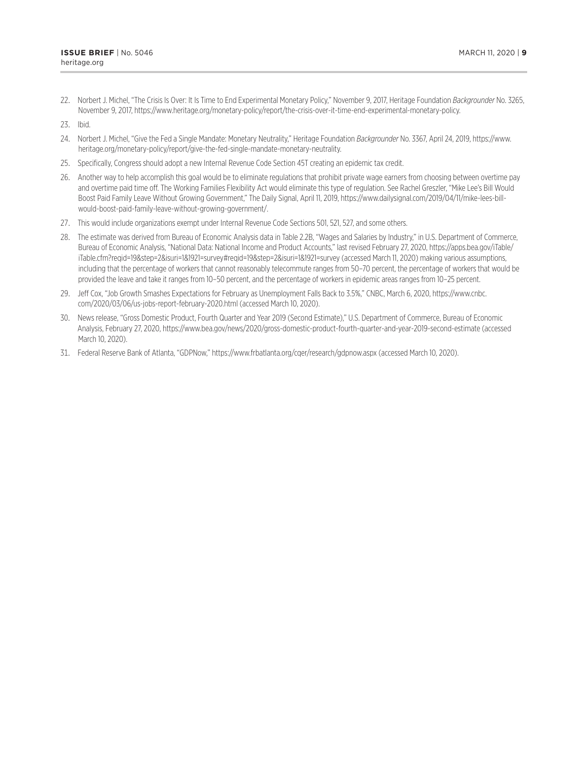22. Norbert J. Michel, "The Crisis Is Over: It Is Time to End Experimental Monetary Policy," November 9, 2017, Heritage Foundation *Backgrounder* No. 3265, November 9, 2017, https://www.heritage.org/monetary-policy/report/the-crisis-over-it-time-end-experimental-monetary-policy.
23. Ibid.
24. Norbert J. Michel, "Give the Fed a Single Mandate: Monetary Neutrality," Heritage Foundation *Backgrounder* No. 3367, April 24, 2019, https://www.heritage.org/monetary-policy/report/give-the-fed-single-mandate-monetary-neutrality.
25. Specifically, Congress should adopt a new Internal Revenue Code Section 45T creating an epidemic tax credit.
26. Another way to help accomplish this goal would be to eliminate regulations that prohibit private wage earners from choosing between overtime pay and overtime paid time off. The Working Families Flexibility Act would eliminate this type of regulation. See Rachel Greszler, "Mike Lee's Bill Would Boost Paid Family Leave Without Growing Government," The Daily Signal, April 11, 2019, https://www.dailysignal.com/2019/04/11/mike-lees-bill-would-boost-paid-family-leave-without-growing-government/.
27. This would include organizations exempt under Internal Revenue Code Sections 501, 521, 527, and some others.
28. The estimate was derived from Bureau of Economic Analysis data in Table 2.2B, "Wages and Salaries by Industry," in U.S. Department of Commerce, Bureau of Economic Analysis, "National Data: National Income and Product Accounts," last revised February 27, 2020, https://apps.bea.gov/iTable/iTable.cfm?reqid=19&step=2&isuri=1&1921=survey#reqid=19&step=2&isuri=1&1921=survey (accessed March 11, 2020) making various assumptions, including that the percentage of workers that cannot reasonably telecommute ranges from 50–70 percent, the percentage of workers that would be provided the leave and take it ranges from 10–50 percent, and the percentage of workers in epidemic areas ranges from 10–25 percent.
29. Jeff Cox, "Job Growth Smashes Expectations for February as Unemployment Falls Back to 3.5%," CNBC, March 6, 2020, https://www.cnbc.com/2020/03/06/us-jobs-report-february-2020.html (accessed March 10, 2020).
30. News release, "Gross Domestic Product, Fourth Quarter and Year 2019 (Second Estimate)," U.S. Department of Commerce, Bureau of Economic Analysis, February 27, 2020, https://www.bea.gov/news/2020/gross-domestic-product-fourth-quarter-and-year-2019-second-estimate (accessed March 10, 2020).
31. Federal Reserve Bank of Atlanta, "GDPNow," https://www.frbatlanta.org/cqer/research/gdpnow.aspx (accessed March 10, 2020).